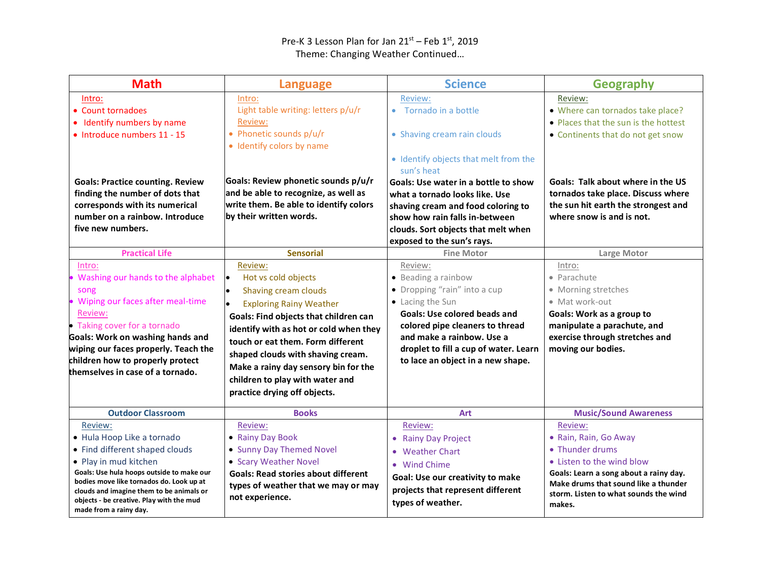Pre-K 3 Lesson Plan for Jan 21st – Feb 1st, 2019

Theme: Changing Weather Continued…

| Math | Language | Science | Geography |
|---|---|---|---|
| Intro:<br>• Count tornadoes<br>• Identify numbers by name<br>• Introduce numbers 11 - 15<br><br>**Goals: Practice counting. Review finding the number of dots that corresponds with its numerical number on a rainbow. Introduce five new numbers.** | Intro:<br>Light table writing: letters p/u/r<br>Review:<br>• Phonetic sounds p/u/r<br>• Identify colors by name<br><br>**Goals: Review phonetic sounds p/u/r and be able to recognize, as well as write them. Be able to identify colors by their written words.** | Review:<br>• Tornado in a bottle<br>• Shaving cream rain clouds<br>• Identify objects that melt from the sun's heat<br><br>**Goals: Use water in a bottle to show what a tornado looks like. Use shaving cream and food coloring to show how rain falls in-between clouds. Sort objects that melt when exposed to the sun's rays.** | Review:<br>• Where can tornados take place?<br>• Places that the sun is the hottest<br>• Continents that do not get snow<br><br>**Goals: Talk about where in the US tornados take place. Discuss where the sun hit earth the strongest and where snow is and is not.** |
| **Practical Life** | **Sensorial** | **Fine Motor** | **Large Motor** |
| Intro:<br>• Washing our hands to the alphabet song<br>• Wiping our faces after meal-time<br>Review:<br>• Taking cover for a tornado<br>**Goals: Work on washing hands and wiping our faces properly. Teach the children how to properly protect themselves in case of a tornado.** | Review:<br>• Hot vs cold objects<br>• Shaving cream clouds<br>• Exploring Rainy Weather<br>**Goals: Find objects that children can identify with as hot or cold when they touch or eat them. Form different shaped clouds with shaving cream. Make a rainy day sensory bin for the children to play with water and practice drying off objects.** | Review:<br>• Beading a rainbow<br>• Dropping "rain" into a cup<br>• Lacing the Sun<br>**Goals: Use colored beads and colored pipe cleaners to thread and make a rainbow. Use a droplet to fill a cup of water. Learn to lace an object in a new shape.** | Intro:<br>• Parachute<br>• Morning stretches<br>• Mat work-out<br>**Goals: Work as a group to manipulate a parachute, and exercise through stretches and moving our bodies.** |
| **Outdoor Classroom** | **Books** | **Art** | **Music/Sound Awareness** |
| Review:<br>• Hula Hoop Like a tornado<br>• Find different shaped clouds<br>• Play in mud kitchen<br>**Goals: Use hula hoops outside to make our bodies move like tornados do. Look up at clouds and imagine them to be animals or objects - be creative. Play with the mud made from a rainy day.** | Review:<br>• Rainy Day Book<br>• Sunny Day Themed Novel<br>• Scary Weather Novel<br>**Goals: Read stories about different types of weather that we may or may not experience.** | Review:<br>• Rainy Day Project<br>• Weather Chart<br>• Wind Chime<br>**Goal: Use our creativity to make projects that represent different types of weather.** | Review:<br>• Rain, Rain, Go Away<br>• Thunder drums<br>• Listen to the wind blow<br>**Goals: Learn a song about a rainy day. Make drums that sound like a thunder storm. Listen to what sounds the wind makes.** |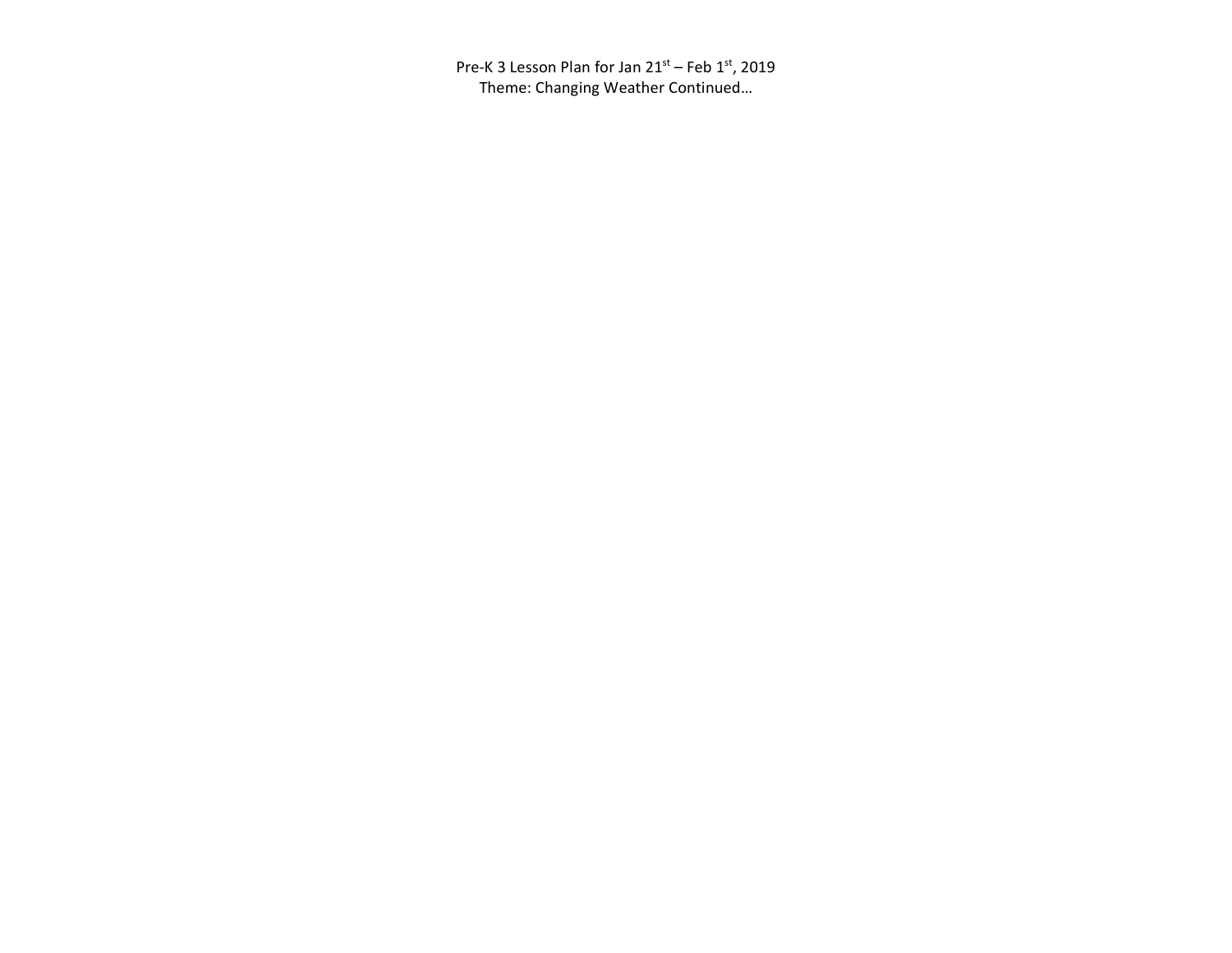Pre-K 3 Lesson Plan for Jan 21st – Feb 1st, 2019

Theme: Changing Weather Continued…